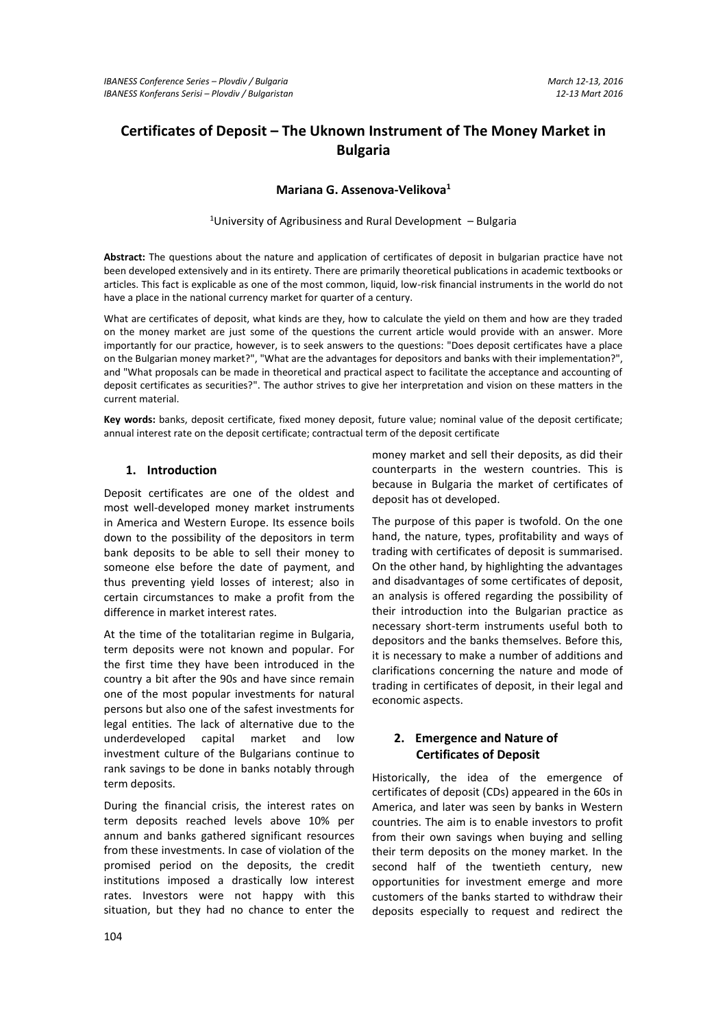# Certificates of Deposit – The Uknown Instrument of The Money Market in Bulgaria

**Mariana G. Assenova-Velikova[1]**

[1]University of Agribusiness and Rural Development – Bulgaria

**Abstract:** The questions about the nature and application of certificates of deposit in bulgarian practice have not been developed extensively and in its entirety. There are primarily theoretical publications in academic textbooks or articles. This fact is explicable as one of the most common, liquid, low-risk financial instruments in the world do not have a place in the national currency market for quarter of a century.

What are certificates of deposit, what kinds are they, how to calculate the yield on them and how are they traded on the money market are just some of the questions the current article would provide with an answer. More importantly for our practice, however, is to seek answers to the questions: "Does deposit certificates have a place on the Bulgarian money market?", "What are the advantages for depositors and banks with their implementation?", and "What proposals can be made in theoretical and practical aspect to facilitate the acceptance and accounting of deposit certificates as securities?". The author strives to give her interpretation and vision on these matters in the current material.

**Key words:** banks, deposit certificate, fixed money deposit, future value; nominal value of the deposit certificate; annual interest rate on the deposit certificate; contractual term of the deposit certificate

## 1. Introduction

Deposit certificates are one of the oldest and most well-developed money market instruments in America and Western Europe. Its essence boils down to the possibility of the depositors in term bank deposits to be able to sell their money to someone else before the date of payment, and thus preventing yield losses of interest; also in certain circumstances to make a profit from the difference in market interest rates.

At the time of the totalitarian regime in Bulgaria, term deposits were not known and popular. For the first time they have been introduced in the country a bit after the 90s and have since remain one of the most popular investments for natural persons but also one of the safest investments for legal entities. The lack of alternative due to the underdeveloped capital market and low investment culture of the Bulgarians continue to rank savings to be done in banks notably through term deposits.

During the financial crisis, the interest rates on term deposits reached levels above 10% per annum and banks gathered significant resources from these investments. In case of violation of the promised period on the deposits, the credit institutions imposed a drastically low interest rates. Investors were not happy with this situation, but they had no chance to enter the money market and sell their deposits, as did their counterparts in the western countries. This is because in Bulgaria the market of certificates of deposit has ot developed.

The purpose of this paper is twofold. On the one hand, the nature, types, profitability and ways of trading with certificates of deposit is summarised. On the other hand, by highlighting the advantages and disadvantages of some certificates of deposit, an analysis is offered regarding the possibility of their introduction into the Bulgarian practice as necessary short-term instruments useful both to depositors and the banks themselves. Before this, it is necessary to make a number of additions and clarifications concerning the nature and mode of trading in certificates of deposit, in their legal and economic aspects.

## 2. Emergence and Nature of Certificates of Deposit

Historically, the idea of the emergence of certificates of deposit (CDs) appeared in the 60s in America, and later was seen by banks in Western countries. The aim is to enable investors to profit from their own savings when buying and selling their term deposits on the money market. In the second half of the twentieth century, new opportunities for investment emerge and more customers of the banks started to withdraw their deposits especially to request and redirect the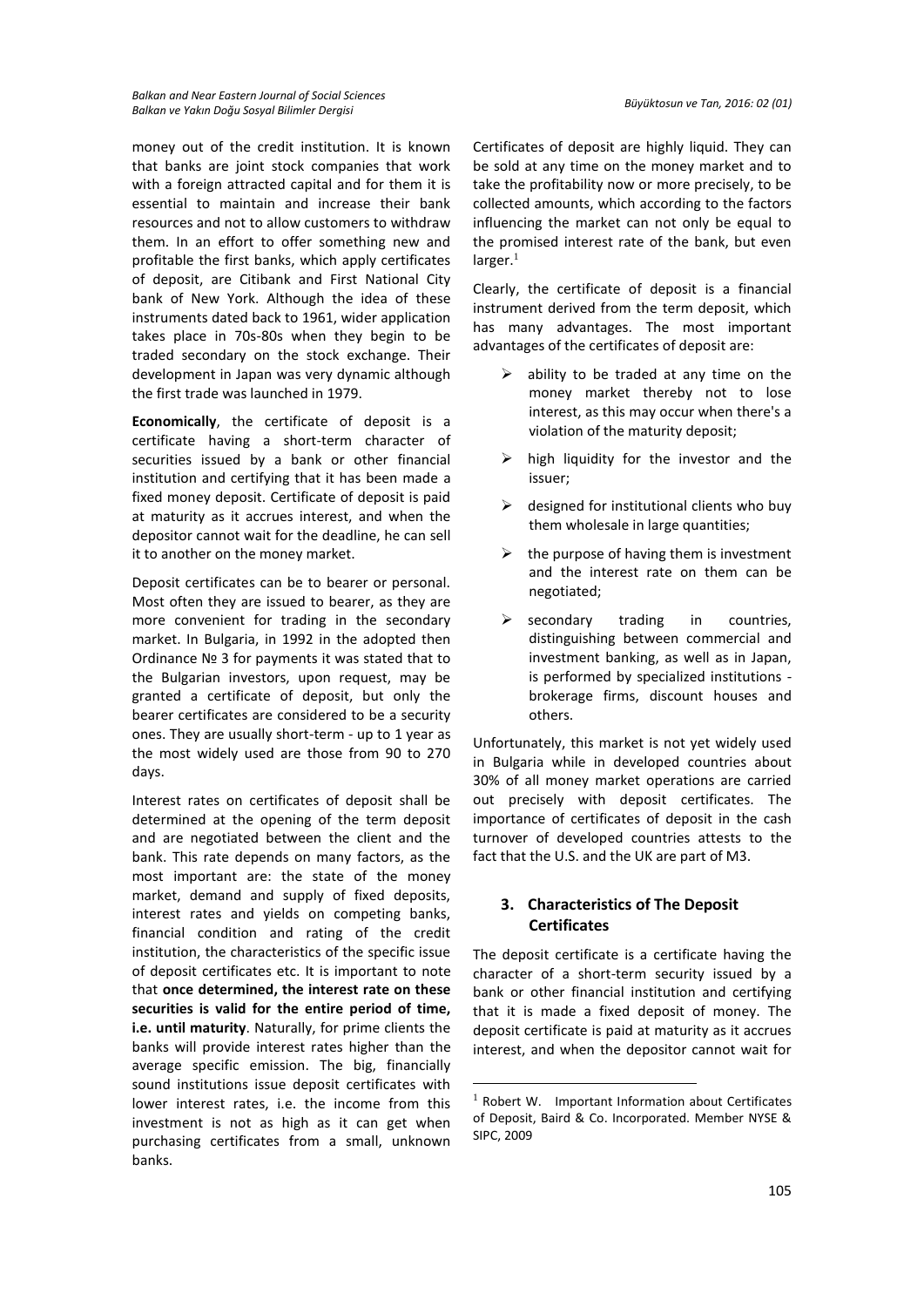money out of the credit institution. It is known that banks are joint stock companies that work with a foreign attracted capital and for them it is essential to maintain and increase their bank resources and not to allow customers to withdraw them. In an effort to offer something new and profitable the first banks, which apply certificates of deposit, are Citibank and First National City bank of New York. Although the idea of these instruments dated back to 1961, wider application takes place in 70s-80s when they begin to be traded secondary on the stock exchange. Their development in Japan was very dynamic although the first trade was launched in 1979.

**Economically**, the certificate of deposit is a certificate having a short-term character of securities issued by a bank or other financial institution and certifying that it has been made a fixed money deposit. Certificate of deposit is paid at maturity as it accrues interest, and when the depositor cannot wait for the deadline, he can sell it to another on the money market.

Deposit certificates can be to bearer or personal. Most often they are issued to bearer, as they are more convenient for trading in the secondary market. In Bulgaria, in 1992 in the adopted then Ordinance № 3 for payments it was stated that to the Bulgarian investors, upon request, may be granted a certificate of deposit, but only the bearer certificates are considered to be a security ones. They are usually short-term - up to 1 year as the most widely used are those from 90 to 270 days.

Interest rates on certificates of deposit shall be determined at the opening of the term deposit and are negotiated between the client and the bank. This rate depends on many factors, as the most important are: the state of the money market, demand and supply of fixed deposits, interest rates and yields on competing banks, financial condition and rating of the credit institution, the characteristics of the specific issue of deposit certificates etc. It is important to note that **once determined, the interest rate on these securities is valid for the entire period of time, i.e. until maturity**. Naturally, for prime clients the banks will provide interest rates higher than the average specific emission. The big, financially sound institutions issue deposit certificates with lower interest rates, i.e. the income from this investment is not as high as it can get when purchasing certificates from a small, unknown banks.

Certificates of deposit are highly liquid. They can be sold at any time on the money market and to take the profitability now or more precisely, to be collected amounts, which according to the factors influencing the market can not only be equal to the promised interest rate of the bank, but even larger.[1]

Clearly, the certificate of deposit is a financial instrument derived from the term deposit, which has many advantages. The most important advantages of the certificates of deposit are:

- ability to be traded at any time on the money market thereby not to lose interest, as this may occur when there's a violation of the maturity deposit;
- high liquidity for the investor and the issuer;
- designed for institutional clients who buy them wholesale in large quantities;
- the purpose of having them is investment and the interest rate on them can be negotiated;
- secondary trading in countries, distinguishing between commercial and investment banking, as well as in Japan, is performed by specialized institutions - brokerage firms, discount houses and others.

Unfortunately, this market is not yet widely used in Bulgaria while in developed countries about 30% of all money market operations are carried out precisely with deposit certificates. The importance of certificates of deposit in the cash turnover of developed countries attests to the fact that the U.S. and the UK are part of M3.

## 3. Characteristics of The Deposit Certificates

The deposit certificate is a certificate having the character of a short-term security issued by a bank or other financial institution and certifying that it is made a fixed deposit of money. The deposit certificate is paid at maturity as it accrues interest, and when the depositor cannot wait for

[1] Robert W. Important Information about Certificates of Deposit, Baird & Co. Incorporated. Member NYSE & SIPC, 2009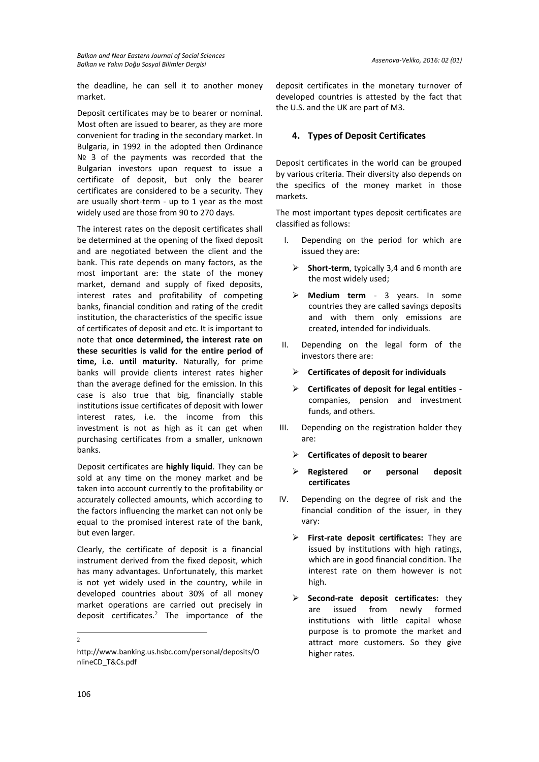the deadline, he can sell it to another money market.

Deposit certificates may be to bearer or nominal. Most often are issued to bearer, as they are more convenient for trading in the secondary market. In Bulgaria, in 1992 in the adopted then Ordinance № 3 of the payments was recorded that the Bulgarian investors upon request to issue a certificate of deposit, but only the bearer certificates are considered to be a security. They are usually short-term - up to 1 year as the most widely used are those from 90 to 270 days.

The interest rates on the deposit certificates shall be determined at the opening of the fixed deposit and are negotiated between the client and the bank. This rate depends on many factors, as the most important are: the state of the money market, demand and supply of fixed deposits, interest rates and profitability of competing banks, financial condition and rating of the credit institution, the characteristics of the specific issue of certificates of deposit and etc. It is important to note that **once determined, the interest rate on these securities is valid for the entire period of time, i.e. until maturity.** Naturally, for prime banks will provide clients interest rates higher than the average defined for the emission. In this case is also true that big, financially stable institutions issue certificates of deposit with lower interest rates, i.e. the income from this investment is not as high as it can get when purchasing certificates from a smaller, unknown banks.

Deposit certificates are **highly liquid**. They can be sold at any time on the money market and be taken into account currently to the profitability or accurately collected amounts, which according to the factors influencing the market can not only be equal to the promised interest rate of the bank, but even larger.

Clearly, the certificate of deposit is a financial instrument derived from the fixed deposit, which has many advantages. Unfortunately, this market is not yet widely used in the country, while in developed countries about 30% of all money market operations are carried out precisely in deposit certificates.[2] The importance of the deposit certificates in the monetary turnover of developed countries is attested by the fact that the U.S. and the UK are part of M3.

## 4. Types of Deposit Certificates

Deposit certificates in the world can be grouped by various criteria. Their diversity also depends on the specifics of the money market in those markets.

The most important types deposit certificates are classified as follows:

I. Depending on the period for which are issued they are:
   - **Short-term**, typically 3,4 and 6 month are the most widely used;
   - **Medium term** - 3 years. In some countries they are called savings deposits and with them only emissions are created, intended for individuals.

II. Depending on the legal form of the investors there are:
   - **Certificates of deposit for individuals**
   - **Certificates of deposit for legal entities** - companies, pension and investment funds, and others.

III. Depending on the registration holder they are:
   - **Certificates of deposit to bearer**
   - **Registered or personal deposit certificates**

IV. Depending on the degree of risk and the financial condition of the issuer, in they vary:
   - **First-rate deposit certificates:** They are issued by institutions with high ratings, which are in good financial condition. The interest rate on them however is not high.
   - **Second-rate deposit certificates:** they are issued from newly formed institutions with little capital whose purpose is to promote the market and attract more customers. So they give higher rates.

---

[2] http://www.banking.us.hsbc.com/personal/deposits/OnlineCD_T&Cs.pdf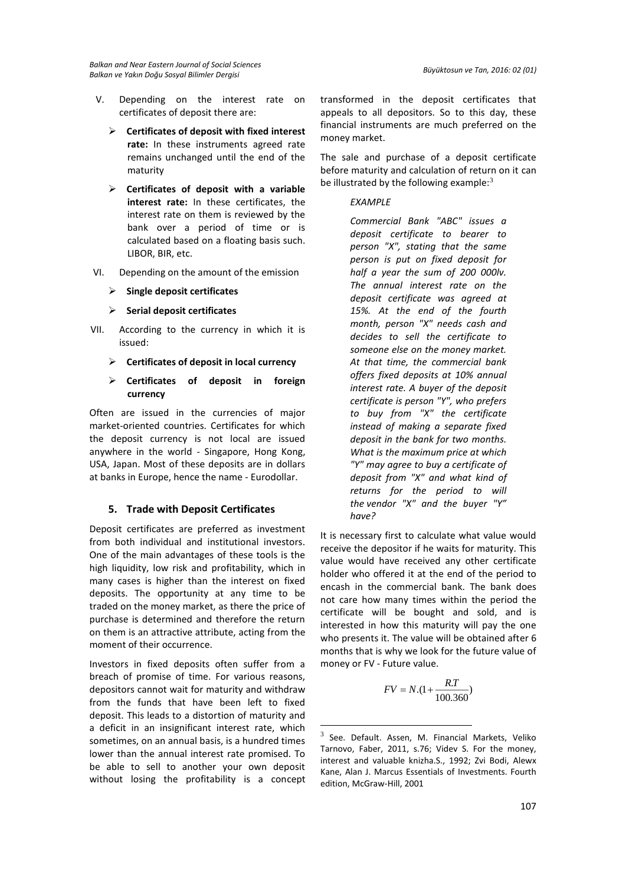V. Depending on the interest rate on certificates of deposit there are:

- **Certificates of deposit with fixed interest rate:** In these instruments agreed rate remains unchanged until the end of the maturity
- **Certificates of deposit with a variable interest rate:** In these certificates, the interest rate on them is reviewed by the bank over a period of time or is calculated based on a floating basis such. LIBOR, BIR, etc.

VI. Depending on the amount of the emission

- **Single deposit certificates**
- **Serial deposit certificates**

VII. According to the currency in which it is issued:

- **Certificates of deposit in local currency**
- **Certificates of deposit in foreign currency**

Often are issued in the currencies of major market-oriented countries. Certificates for which the deposit currency is not local are issued anywhere in the world - Singapore, Hong Kong, USA, Japan. Most of these deposits are in dollars at banks in Europe, hence the name - Eurodollar.

## 5. Trade with Deposit Certificates

Deposit certificates are preferred as investment from both individual and institutional investors. One of the main advantages of these tools is the high liquidity, low risk and profitability, which in many cases is higher than the interest on fixed deposits. The opportunity at any time to be traded on the money market, as there the price of purchase is determined and therefore the return on them is an attractive attribute, acting from the moment of their occurrence.

Investors in fixed deposits often suffer from a breach of promise of time. For various reasons, depositors cannot wait for maturity and withdraw from the funds that have been left to fixed deposit. This leads to a distortion of maturity and a deficit in an insignificant interest rate, which sometimes, on an annual basis, is a hundred times lower than the annual interest rate promised. To be able to sell to another your own deposit without losing the profitability is a concept transformed in the deposit certificates that appeals to all depositors. So to this day, these financial instruments are much preferred on the money market.

The sale and purchase of a deposit certificate before maturity and calculation of return on it can be illustrated by the following example:[3]

> *EXAMPLE*
>
> *Commercial Bank "ABC" issues a deposit certificate to bearer to person "X", stating that the same person is put on fixed deposit for half a year the sum of 200 000lv. The annual interest rate on the deposit certificate was agreed at 15%. At the end of the fourth month, person "X" needs cash and decides to sell the certificate to someone else on the money market. At that time, the commercial bank offers fixed deposits at 10% annual interest rate. A buyer of the deposit certificate is person "Y", who prefers to buy from "X" the certificate instead of making a separate fixed deposit in the bank for two months. What is the maximum price at which "Y" may agree to buy a certificate of deposit from "X" and what kind of returns for the period to will the vendor "X" and the buyer "Y" have?*

It is necessary first to calculate what value would receive the depositor if he waits for maturity. This value would have received any other certificate holder who offered it at the end of the period to encash in the commercial bank. The bank does not care how many times within the period the certificate will be bought and sold, and is interested in how this maturity will pay the one who presents it. The value will be obtained after 6 months that is why we look for the future value of money or FV - Future value.

$$FV = N.(1 + \frac{R.T}{100.360})$$

---

[3] See. Default. Assen, M. Financial Markets, Veliko Tarnovo, Faber, 2011, s.76; Videv S. For the money, interest and valuable knizha.S., 1992; Zvi Bodi, Alewx Kane, Alan J. Marcus Essentials of Investments. Fourth edition, McGraw-Hill, 2001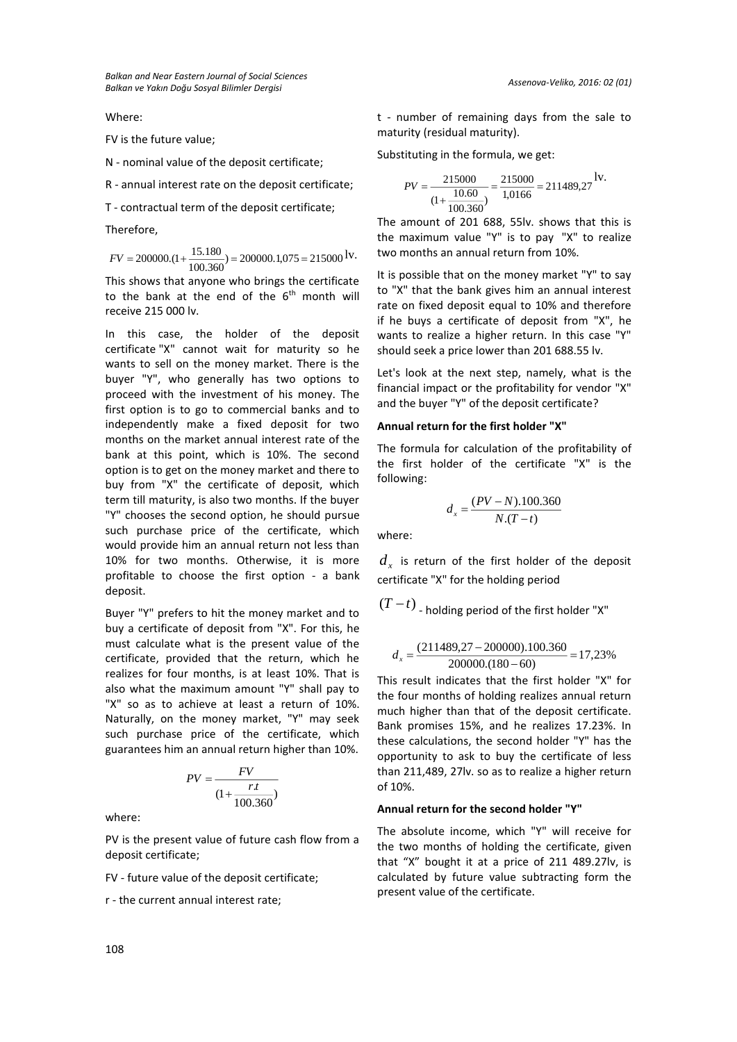Where:

FV is the future value;

N - nominal value of the deposit certificate;

R - annual interest rate on the deposit certificate;

T - contractual term of the deposit certificate;

Therefore,

$$FV = 200000.(1+\frac{15.180}{100.360}) = 200000.1{,}075 = 215000 \text{ lv.}$$

This shows that anyone who brings the certificate to the bank at the end of the 6th month will receive 215 000 lv.

In this case, the holder of the deposit certificate "X" cannot wait for maturity so he wants to sell on the money market. There is the buyer "Y", who generally has two options to proceed with the investment of his money. The first option is to go to commercial banks and to independently make a fixed deposit for two months on the market annual interest rate of the bank at this point, which is 10%. The second option is to get on the money market and there to buy from "X" the certificate of deposit, which term till maturity, is also two months. If the buyer "Y" chooses the second option, he should pursue such purchase price of the certificate, which would provide him an annual return not less than 10% for two months. Otherwise, it is more profitable to choose the first option - a bank deposit.

Buyer "Y" prefers to hit the money market and to buy a certificate of deposit from "X". For this, he must calculate what is the present value of the certificate, provided that the return, which he realizes for four months, is at least 10%. That is also what the maximum amount "Y" shall pay to "X" so as to achieve at least a return of 10%. Naturally, on the money market, "Y" may seek such purchase price of the certificate, which guarantees him an annual return higher than 10%.

$$PV = \frac{FV}{(1+\frac{r.t}{100.360})}$$

where:

PV is the present value of future cash flow from a deposit certificate;

FV - future value of the deposit certificate;

r - the current annual interest rate;

t - number of remaining days from the sale to maturity (residual maturity).

Substituting in the formula, we get:

$$PV = \frac{215000}{(1+\frac{10.60}{100.360})} = \frac{215000}{1{,}0166} = 211489{,}27 \text{ lv.}$$

The amount of 201 688, 55lv. shows that this is the maximum value "Y" is to pay "X" to realize two months an annual return from 10%.

It is possible that on the money market "Y" to say to "X" that the bank gives him an annual interest rate on fixed deposit equal to 10% and therefore if he buys a certificate of deposit from "X", he wants to realize a higher return. In this case "Y" should seek a price lower than 201 688.55 lv.

Let's look at the next step, namely, what is the financial impact or the profitability for vendor "X" and the buyer "Y" of the deposit certificate?

**Annual return for the first holder "X"**

The formula for calculation of the profitability of the first holder of the certificate "X" is the following:

$$d_x = \frac{(PV - N).100.360}{N.(T-t)}$$

where:

$d_x$ is return of the first holder of the deposit certificate "X" for the holding period

$(T-t)$ - holding period of the first holder "X"

$$d_x = \frac{(211489{,}27 - 200000).100.360}{200000.(180-60)} = 17{,}23\%$$

This result indicates that the first holder "X" for the four months of holding realizes annual return much higher than that of the deposit certificate. Bank promises 15%, and he realizes 17.23%. In these calculations, the second holder "Y" has the opportunity to ask to buy the certificate of less than 211,489, 27lv. so as to realize a higher return of 10%.

**Annual return for the second holder "Y"**

The absolute income, which "Y" will receive for the two months of holding the certificate, given that "X" bought it at a price of 211 489.27lv, is calculated by future value subtracting form the present value of the certificate.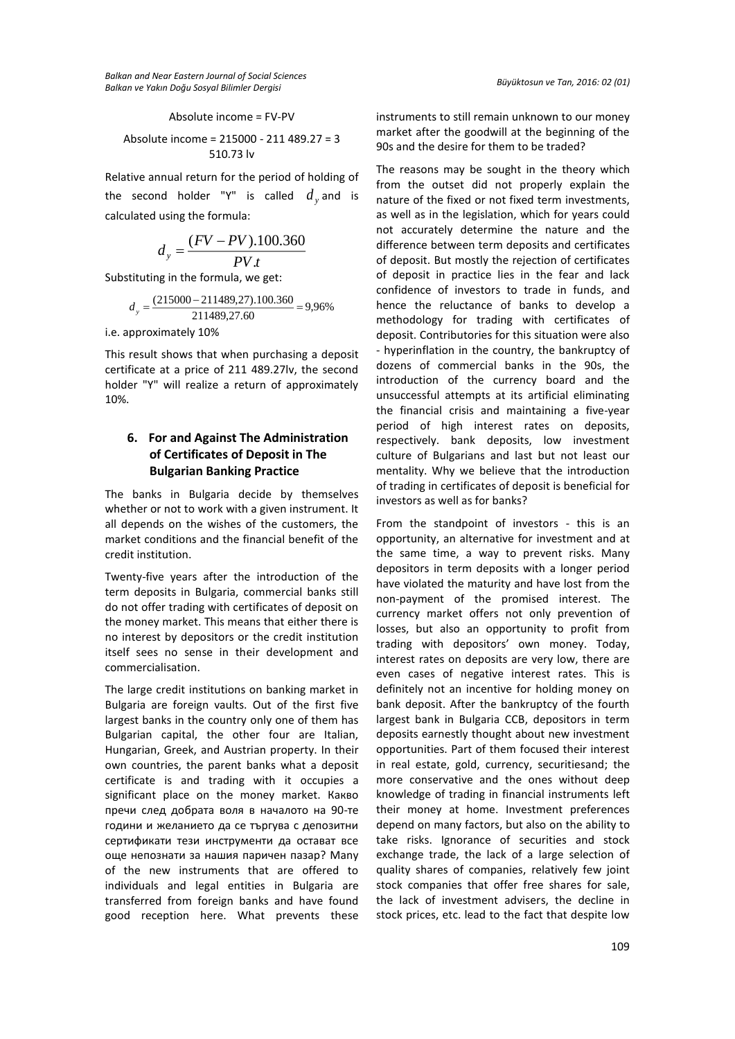Absolute income = FV-PV

Absolute income = 215000 - 211 489.27 = 3 510.73 lv

Relative annual return for the period of holding of the second holder "Y" is called $d_y$ and is calculated using the formula:

$$d_y = \frac{(FV - PV).100.360}{PV.t}$$

Substituting in the formula, we get:

$$d_y = \frac{(215000 - 211489{,}27).100.360}{211489{,}27.60} = 9{,}96\%$$

i.e. approximately 10%

This result shows that when purchasing a deposit certificate at a price of 211 489.27lv, the second holder "Y" will realize a return of approximately 10%.

## 6. For and Against The Administration of Certificates of Deposit in The Bulgarian Banking Practice

The banks in Bulgaria decide by themselves whether or not to work with a given instrument. It all depends on the wishes of the customers, the market conditions and the financial benefit of the credit institution.

Twenty-five years after the introduction of the term deposits in Bulgaria, commercial banks still do not offer trading with certificates of deposit on the money market. This means that either there is no interest by depositors or the credit institution itself sees no sense in their development and commercialisation.

The large credit institutions on banking market in Bulgaria are foreign vaults. Out of the first five largest banks in the country only one of them has Bulgarian capital, the other four are Italian, Hungarian, Greek, and Austrian property. In their own countries, the parent banks what a deposit certificate is and trading with it occupies a significant place on the money market. Какво пречи след добрата воля в началото на 90-те години и желанието да се търгува с депозитни сертификати тези инструменти да остават все още непознати за нашия паричен пазар? Many of the new instruments that are offered to individuals and legal entities in Bulgaria are transferred from foreign banks and have found good reception here. What prevents these instruments to still remain unknown to our money market after the goodwill at the beginning of the 90s and the desire for them to be traded?

The reasons may be sought in the theory which from the outset did not properly explain the nature of the fixed or not fixed term investments, as well as in the legislation, which for years could not accurately determine the nature and the difference between term deposits and certificates of deposit. But mostly the rejection of certificates of deposit in practice lies in the fear and lack confidence of investors to trade in funds, and hence the reluctance of banks to develop a methodology for trading with certificates of deposit. Contributories for this situation were also - hyperinflation in the country, the bankruptcy of dozens of commercial banks in the 90s, the introduction of the currency board and the unsuccessful attempts at its artificial eliminating the financial crisis and maintaining a five-year period of high interest rates on deposits, respectively. bank deposits, low investment culture of Bulgarians and last but not least our mentality. Why we believe that the introduction of trading in certificates of deposit is beneficial for investors as well as for banks?

From the standpoint of investors - this is an opportunity, an alternative for investment and at the same time, a way to prevent risks. Many depositors in term deposits with a longer period have violated the maturity and have lost from the non-payment of the promised interest. The currency market offers not only prevention of losses, but also an opportunity to profit from trading with depositors' own money. Today, interest rates on deposits are very low, there are even cases of negative interest rates. This is definitely not an incentive for holding money on bank deposit. After the bankruptcy of the fourth largest bank in Bulgaria CCB, depositors in term deposits earnestly thought about new investment opportunities. Part of them focused their interest in real estate, gold, currency, securitiesand; the more conservative and the ones without deep knowledge of trading in financial instruments left their money at home. Investment preferences depend on many factors, but also on the ability to take risks. Ignorance of securities and stock exchange trade, the lack of a large selection of quality shares of companies, relatively few joint stock companies that offer free shares for sale, the lack of investment advisers, the decline in stock prices, etc. lead to the fact that despite low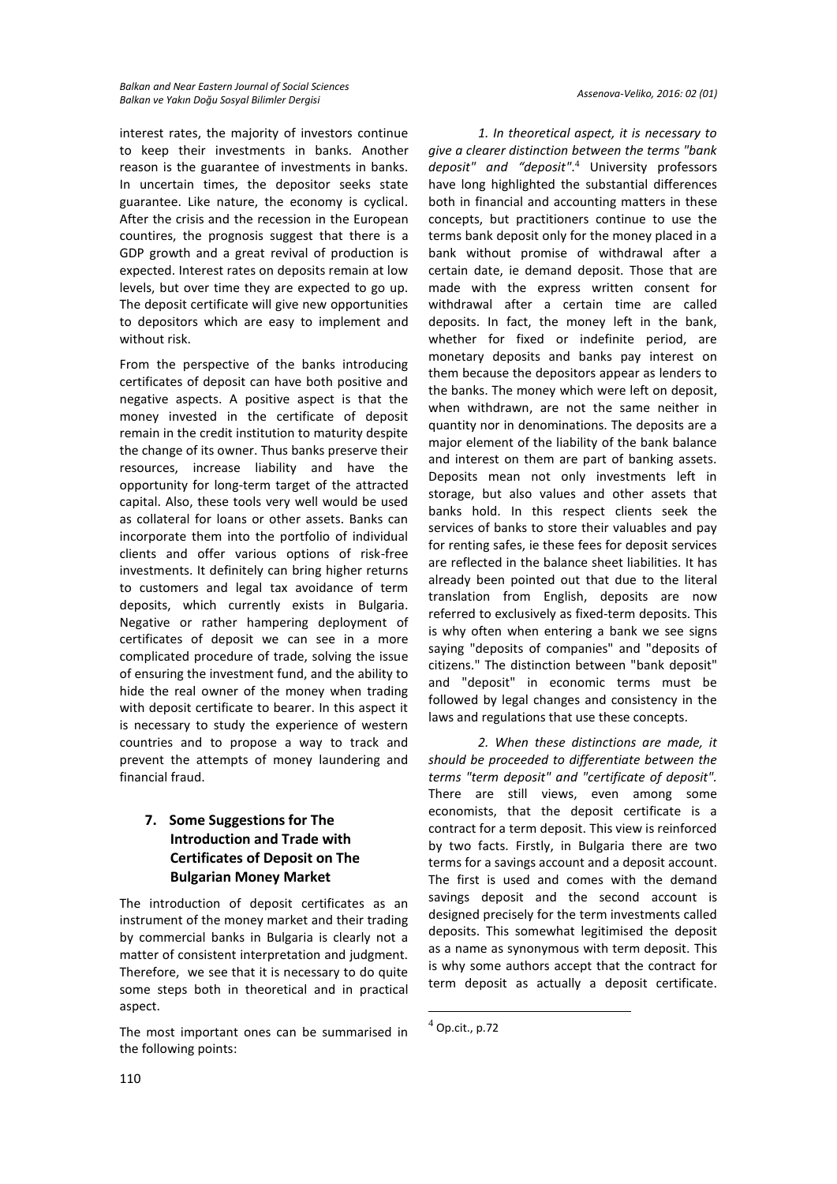interest rates, the majority of investors continue to keep their investments in banks. Another reason is the guarantee of investments in banks. In uncertain times, the depositor seeks state guarantee. Like nature, the economy is cyclical. After the crisis and the recession in the European countires, the prognosis suggest that there is a GDP growth and a great revival of production is expected. Interest rates on deposits remain at low levels, but over time they are expected to go up. The deposit certificate will give new opportunities to depositors which are easy to implement and without risk.

From the perspective of the banks introducing certificates of deposit can have both positive and negative aspects. A positive aspect is that the money invested in the certificate of deposit remain in the credit institution to maturity despite the change of its owner. Thus banks preserve their resources, increase liability and have the opportunity for long-term target of the attracted capital. Also, these tools very well would be used as collateral for loans or other assets. Banks can incorporate them into the portfolio of individual clients and offer various options of risk-free investments. It definitely can bring higher returns to customers and legal tax avoidance of term deposits, which currently exists in Bulgaria. Negative or rather hampering deployment of certificates of deposit we can see in a more complicated procedure of trade, solving the issue of ensuring the investment fund, and the ability to hide the real owner of the money when trading with deposit certificate to bearer. In this aspect it is necessary to study the experience of western countries and to propose a way to track and prevent the attempts of money laundering and financial fraud.

## 7. Some Suggestions for The Introduction and Trade with Certificates of Deposit on The Bulgarian Money Market

The introduction of deposit certificates as an instrument of the money market and their trading by commercial banks in Bulgaria is clearly not a matter of consistent interpretation and judgment. Therefore, we see that it is necessary to do quite some steps both in theoretical and in practical aspect.

The most important ones can be summarised in the following points:

*1. In theoretical aspect, it is necessary to give a clearer distinction between the terms "bank deposit" and "deposit".*[4] University professors have long highlighted the substantial differences both in financial and accounting matters in these concepts, but practitioners continue to use the terms bank deposit only for the money placed in a bank without promise of withdrawal after a certain date, ie demand deposit. Those that are made with the express written consent for withdrawal after a certain time are called deposits. In fact, the money left in the bank, whether for fixed or indefinite period, are monetary deposits and banks pay interest on them because the depositors appear as lenders to the banks. The money which were left on deposit, when withdrawn, are not the same neither in quantity nor in denominations. The deposits are a major element of the liability of the bank balance and interest on them are part of banking assets. Deposits mean not only investments left in storage, but also values and other assets that banks hold. In this respect clients seek the services of banks to store their valuables and pay for renting safes, ie these fees for deposit services are reflected in the balance sheet liabilities. It has already been pointed out that due to the literal translation from English, deposits are now referred to exclusively as fixed-term deposits. This is why often when entering a bank we see signs saying "deposits of companies" and "deposits of citizens." The distinction between "bank deposit" and "deposit" in economic terms must be followed by legal changes and consistency in the laws and regulations that use these concepts.

*2. When these distinctions are made, it should be proceeded to differentiate between the terms "term deposit" and "certificate of deposit".* There are still views, even among some economists, that the deposit certificate is a contract for a term deposit. This view is reinforced by two facts. Firstly, in Bulgaria there are two terms for a savings account and a deposit account. The first is used and comes with the demand savings deposit and the second account is designed precisely for the term investments called deposits. This somewhat legitimised the deposit as a name as synonymous with term deposit. This is why some authors accept that the contract for term deposit as actually a deposit certificate.

[4] Op.cit., p.72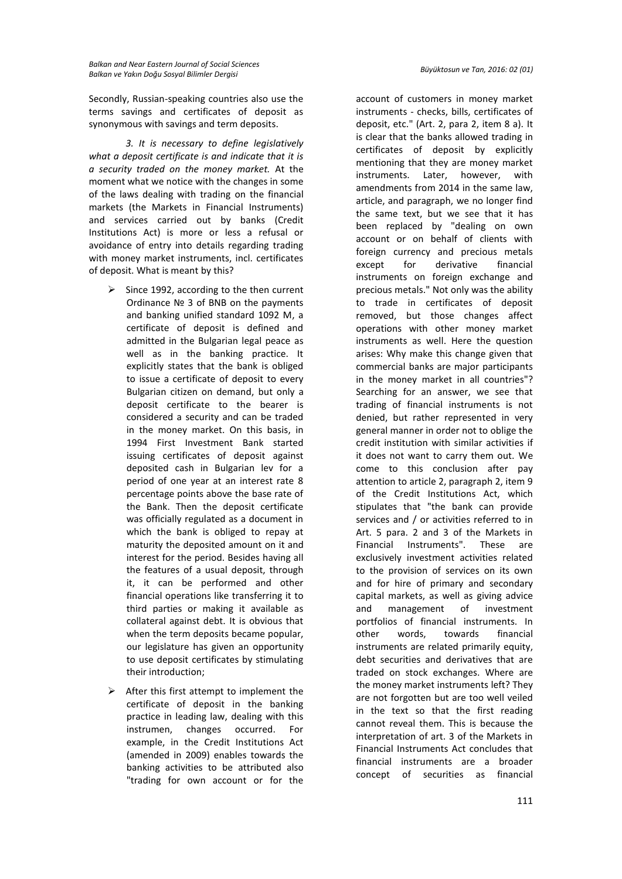Secondly, Russian-speaking countries also use the terms savings and certificates of deposit as synonymous with savings and term deposits.

*3. It is necessary to define legislatively what a deposit certificate is and indicate that it is a security traded on the money market.* At the moment what we notice with the changes in some of the laws dealing with trading on the financial markets (the Markets in Financial Instruments) and services carried out by banks (Credit Institutions Act) is more or less a refusal or avoidance of entry into details regarding trading with money market instruments, incl. certificates of deposit. What is meant by this?

- Since 1992, according to the then current Ordinance № 3 of BNB on the payments and banking unified standard 1092 M, a certificate of deposit is defined and admitted in the Bulgarian legal peace as well as in the banking practice. It explicitly states that the bank is obliged to issue a certificate of deposit to every Bulgarian citizen on demand, but only a deposit certificate to the bearer is considered a security and can be traded in the money market. On this basis, in 1994 First Investment Bank started issuing certificates of deposit against deposited cash in Bulgarian lev for a period of one year at an interest rate 8 percentage points above the base rate of the Bank. Then the deposit certificate was officially regulated as a document in which the bank is obliged to repay at maturity the deposited amount on it and interest for the period. Besides having all the features of a usual deposit, through it, it can be performed and other financial operations like transferring it to third parties or making it available as collateral against debt. It is obvious that when the term deposits became popular, our legislature has given an opportunity to use deposit certificates by stimulating their introduction;
- After this first attempt to implement the certificate of deposit in the banking practice in leading law, dealing with this instrumen, changes occurred. For example, in the Credit Institutions Act (amended in 2009) enables towards the banking activities to be attributed also "trading for own account or for the account of customers in money market instruments - checks, bills, certificates of deposit, etc." (Art. 2, para 2, item 8 a). It is clear that the banks allowed trading in certificates of deposit by explicitly mentioning that they are money market instruments. Later, however, with amendments from 2014 in the same law, article, and paragraph, we no longer find the same text, but we see that it has been replaced by "dealing on own account or on behalf of clients with foreign currency and precious metals except for derivative financial instruments on foreign exchange and precious metals." Not only was the ability to trade in certificates of deposit removed, but those changes affect operations with other money market instruments as well. Here the question arises: Why make this change given that commercial banks are major participants in the money market in all countries"? Searching for an answer, we see that trading of financial instruments is not denied, but rather represented in very general manner in order not to oblige the credit institution with similar activities if it does not want to carry them out. We come to this conclusion after pay attention to article 2, paragraph 2, item 9 of the Credit Institutions Act, which stipulates that "the bank can provide services and / or activities referred to in Art. 5 para. 2 and 3 of the Markets in Financial Instruments". These are exclusively investment activities related to the provision of services on its own and for hire of primary and secondary capital markets, as well as giving advice and management of investment portfolios of financial instruments. In other words, towards financial instruments are related primarily equity, debt securities and derivatives that are traded on stock exchanges. Where are the money market instruments left? They are not forgotten but are too well veiled in the text so that the first reading cannot reveal them. This is because the interpretation of art. 3 of the Markets in Financial Instruments Act concludes that financial instruments are a broader concept of securities as financial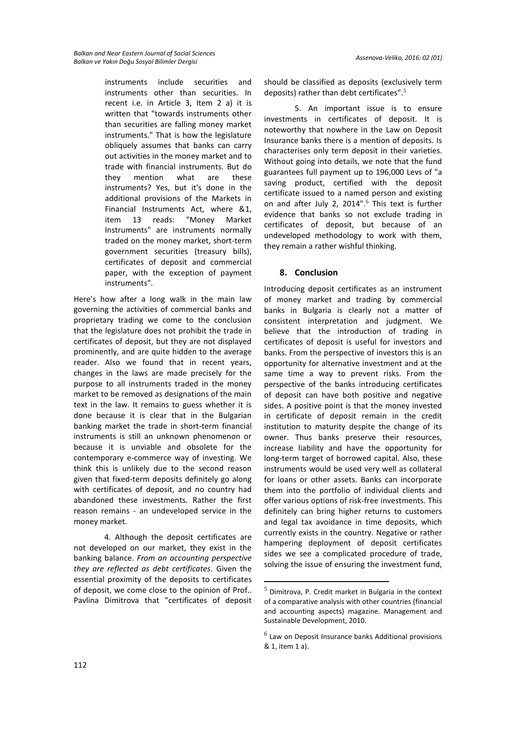instruments include securities and instruments other than securities. In recent i.e. in Article 3, Item 2 a) it is written that "towards instruments other than securities are falling money market instruments." That is how the legislature obliquely assumes that banks can carry out activities in the money market and to trade with financial instruments. But do they mention what are these instruments? Yes, but it's done in the additional provisions of the Markets in Financial Instruments Act, where &1, item 13 reads: "Money Market Instruments" are instruments normally traded on the money market, short-term government securities (treasury bills), certificates of deposit and commercial paper, with the exception of payment instruments".

Here's how after a long walk in the main law governing the activities of commercial banks and proprietary trading we come to the conclusion that the legislature does not prohibit the trade in certificates of deposit, but they are not displayed prominently, and are quite hidden to the average reader. Also we found that in recent years, changes in the laws are made precisely for the purpose to all instruments traded in the money market to be removed as designations of the main text in the law. It remains to guess whether it is done because it is clear that in the Bulgarian banking market the trade in short-term financial instruments is still an unknown phenomenon or because it is unviable and obsolete for the contemporary e-commerce way of investing. We think this is unlikely due to the second reason given that fixed-term deposits definitely go along with certificates of deposit, and no country had abandoned these investments. Rather the first reason remains - an undeveloped service in the money market.

4. Although the deposit certificates are not developed on our market, they exist in the banking balance. *From an accounting perspective they are reflected as debt certificates*. Given the essential proximity of the deposits to certificates of deposit, we come close to the opinion of Prof.. Pavlina Dimitrova that "certificates of deposit should be classified as deposits (exclusively term deposits) rather than debt certificates".[5]

5. An important issue is to ensure investments in certificates of deposit. It is noteworthy that nowhere in the Law on Deposit Insurance banks there is a mention of deposits. Is characterises only term deposit in their varieties. Without going into details, we note that the fund guarantees full payment up to 196,000 Levs of "a saving product, certified with the deposit certificate issued to a named person and existing on and after July 2, 2014".[6] This text is further evidence that banks so not exclude trading in certificates of deposit, but because of an undeveloped methodology to work with them, they remain a rather wishful thinking.

## 8. Conclusion

Introducing deposit certificates as an instrument of money market and trading by commercial banks in Bulgaria is clearly not a matter of consistent interpretation and judgment. We believe that the introduction of trading in certificates of deposit is useful for investors and banks. From the perspective of investors this is an opportunity for alternative investment and at the same time a way to prevent risks. From the perspective of the banks introducing certificates of deposit can have both positive and negative sides. A positive point is that the money invested in certificate of deposit remain in the credit institution to maturity despite the change of its owner. Thus banks preserve their resources, increase liability and have the opportunity for long-term target of borrowed capital. Also, these instruments would be used very well as collateral for loans or other assets. Banks can incorporate them into the portfolio of individual clients and offer various options of risk-free investments. This definitely can bring higher returns to customers and legal tax avoidance in time deposits, which currently exists in the country. Negative or rather hampering deployment of deposit certificates sides we see a complicated procedure of trade, solving the issue of ensuring the investment fund,

---

[5] Dimitrova, P. Credit market in Bulgaria in the context of a comparative analysis with other countries (financial and accounting aspects) magazine. Management and Sustainable Development, 2010.

[6] Law on Deposit Insurance banks Additional provisions & 1, item 1 a).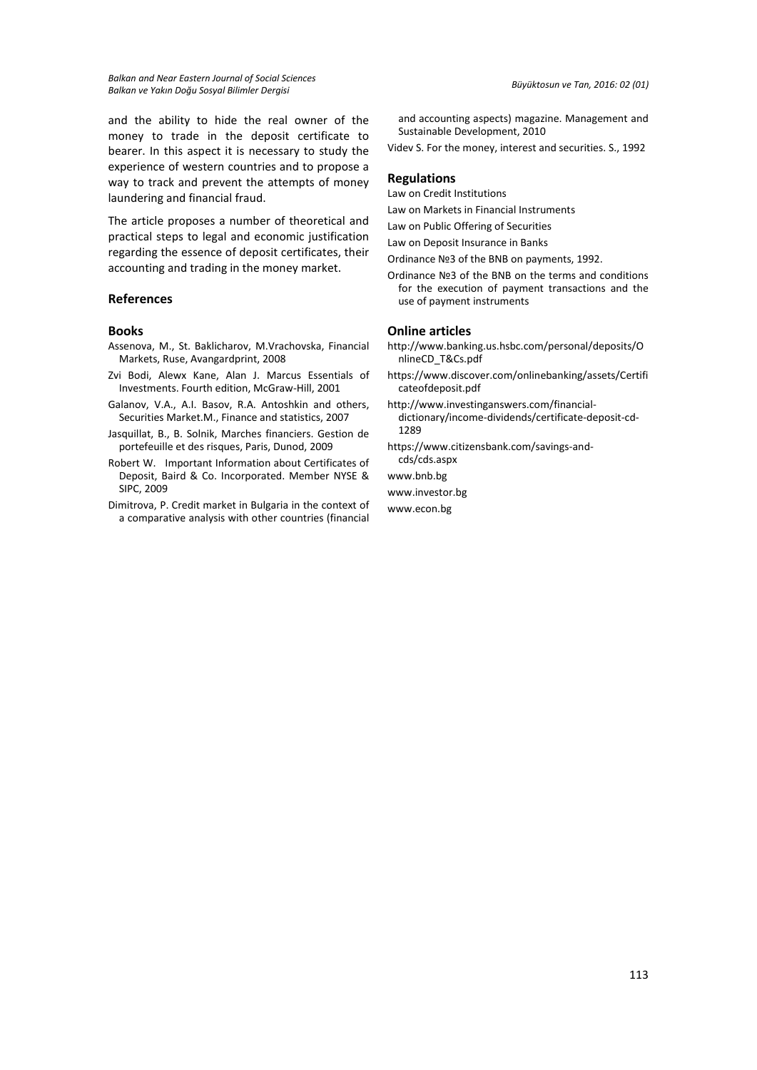and the ability to hide the real owner of the money to trade in the deposit certificate to bearer. In this aspect it is necessary to study the experience of western countries and to propose a way to track and prevent the attempts of money laundering and financial fraud.

The article proposes a number of theoretical and practical steps to legal and economic justification regarding the essence of deposit certificates, their accounting and trading in the money market.

## References

### Books

Assenova, M., St. Baklicharov, M.Vrachovska, Financial Markets, Ruse, Avangardprint, 2008

Zvi Bodi, Alewx Kane, Alan J. Marcus Essentials of Investments. Fourth edition, McGraw-Hill, 2001

Galanov, V.A., A.I. Basov, R.A. Antoshkin and others, Securities Market.M., Finance and statistics, 2007

Jasquillat, B., B. Solnik, Marches financiers. Gestion de portefeuille et des risques, Paris, Dunod, 2009

Robert W. Important Information about Certificates of Deposit, Baird & Co. Incorporated. Member NYSE & SIPC, 2009

Dimitrova, P. Credit market in Bulgaria in the context of a comparative analysis with other countries (financial and accounting aspects) magazine. Management and Sustainable Development, 2010

Videv S. For the money, interest and securities. S., 1992

### Regulations

Law on Credit Institutions

Law on Markets in Financial Instruments

Law on Public Offering of Securities

Law on Deposit Insurance in Banks

Ordinance №3 of the BNB on payments, 1992.

Ordinance №3 of the BNB on the terms and conditions for the execution of payment transactions and the use of payment instruments

### Online articles

http://www.banking.us.hsbc.com/personal/deposits/OnlineCD_T&Cs.pdf

https://www.discover.com/onlinebanking/assets/Certificateofdeposit.pdf

http://www.investinganswers.com/financial-dictionary/income-dividends/certificate-deposit-cd-1289

https://www.citizensbank.com/savings-and-cds/cds.aspx

www.bnb.bg

www.investor.bg

www.econ.bg